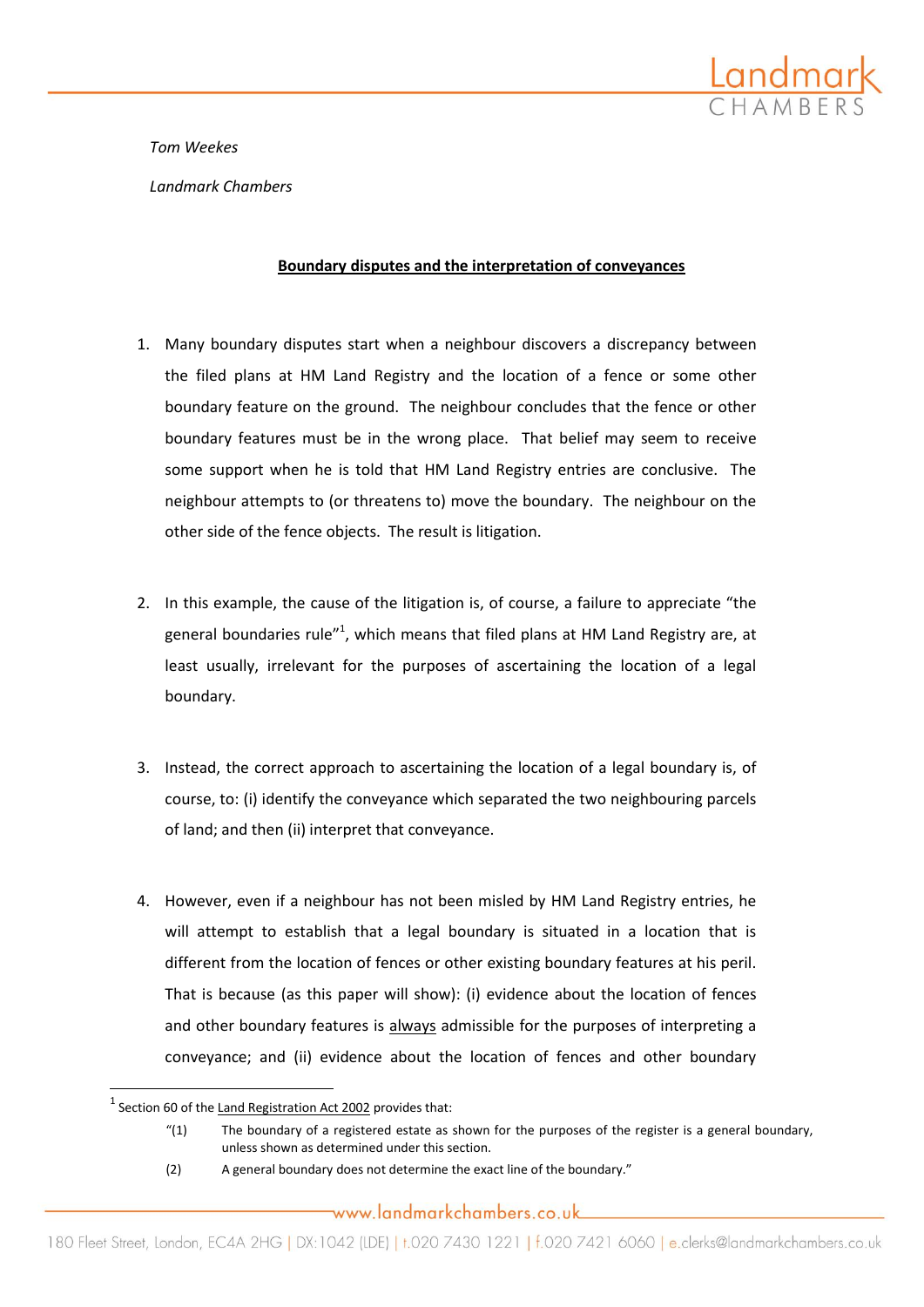*Tom Weekes*

*Landmark Chambers*

## Boundary disputes and the interpretation of conveyances

1. Many boundary disputes start when a neighbour discovers a discrepancy between the filed plans at HM Land Registry and the location of a fence or some other boundary feature on the ground. The neighbour concludes that the fence or other boundary features must be in the wrong place. That belief may seem to receive some support when he is told that HM Land Registry entries are conclusive. The neighbour attempts to (or threatens to) move the boundary. The neighbour on the other side of the fence objects. The result is litigation.

2. In this example, the cause of the litigation is, of course, a failure to appreciate "the general boundaries rule"[1], which means that filed plans at HM Land Registry are, at least usually, irrelevant for the purposes of ascertaining the location of a legal boundary.

3. Instead, the correct approach to ascertaining the location of a legal boundary is, of course, to: (i) identify the conveyance which separated the two neighbouring parcels of land; and then (ii) interpret that conveyance.

4. However, even if a neighbour has not been misled by HM Land Registry entries, he will attempt to establish that a legal boundary is situated in a location that is different from the location of fences or other existing boundary features at his peril. That is because (as this paper will show): (i) evidence about the location of fences and other boundary features is always admissible for the purposes of interpreting a conveyance; and (ii) evidence about the location of fences and other boundary

---

[1] Section 60 of the Land Registration Act 2002 provides that:

"(1) The boundary of a registered estate as shown for the purposes of the register is a general boundary, unless shown as determined under this section.

(2) A general boundary does not determine the exact line of the boundary."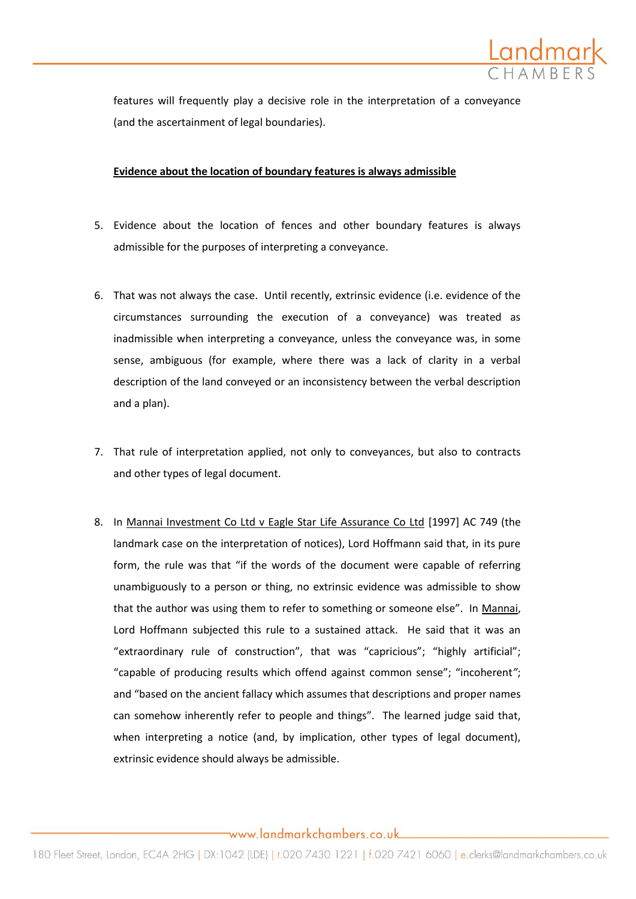features will frequently play a decisive role in the interpretation of a conveyance (and the ascertainment of legal boundaries).

**Evidence about the location of boundary features is always admissible**

5. Evidence about the location of fences and other boundary features is always admissible for the purposes of interpreting a conveyance.

6. That was not always the case. Until recently, extrinsic evidence (i.e. evidence of the circumstances surrounding the execution of a conveyance) was treated as inadmissible when interpreting a conveyance, unless the conveyance was, in some sense, ambiguous (for example, where there was a lack of clarity in a verbal description of the land conveyed or an inconsistency between the verbal description and a plan).

7. That rule of interpretation applied, not only to conveyances, but also to contracts and other types of legal document.

8. In Mannai Investment Co Ltd v Eagle Star Life Assurance Co Ltd [1997] AC 749 (the landmark case on the interpretation of notices), Lord Hoffmann said that, in its pure form, the rule was that "if the words of the document were capable of referring unambiguously to a person or thing, no extrinsic evidence was admissible to show that the author was using them to refer to something or someone else". In Mannai, Lord Hoffmann subjected this rule to a sustained attack. He said that it was an "extraordinary rule of construction", that was "capricious"; "highly artificial"; "capable of producing results which offend against common sense"; "incoherent"; and "based on the ancient fallacy which assumes that descriptions and proper names can somehow inherently refer to people and things". The learned judge said that, when interpreting a notice (and, by implication, other types of legal document), extrinsic evidence should always be admissible.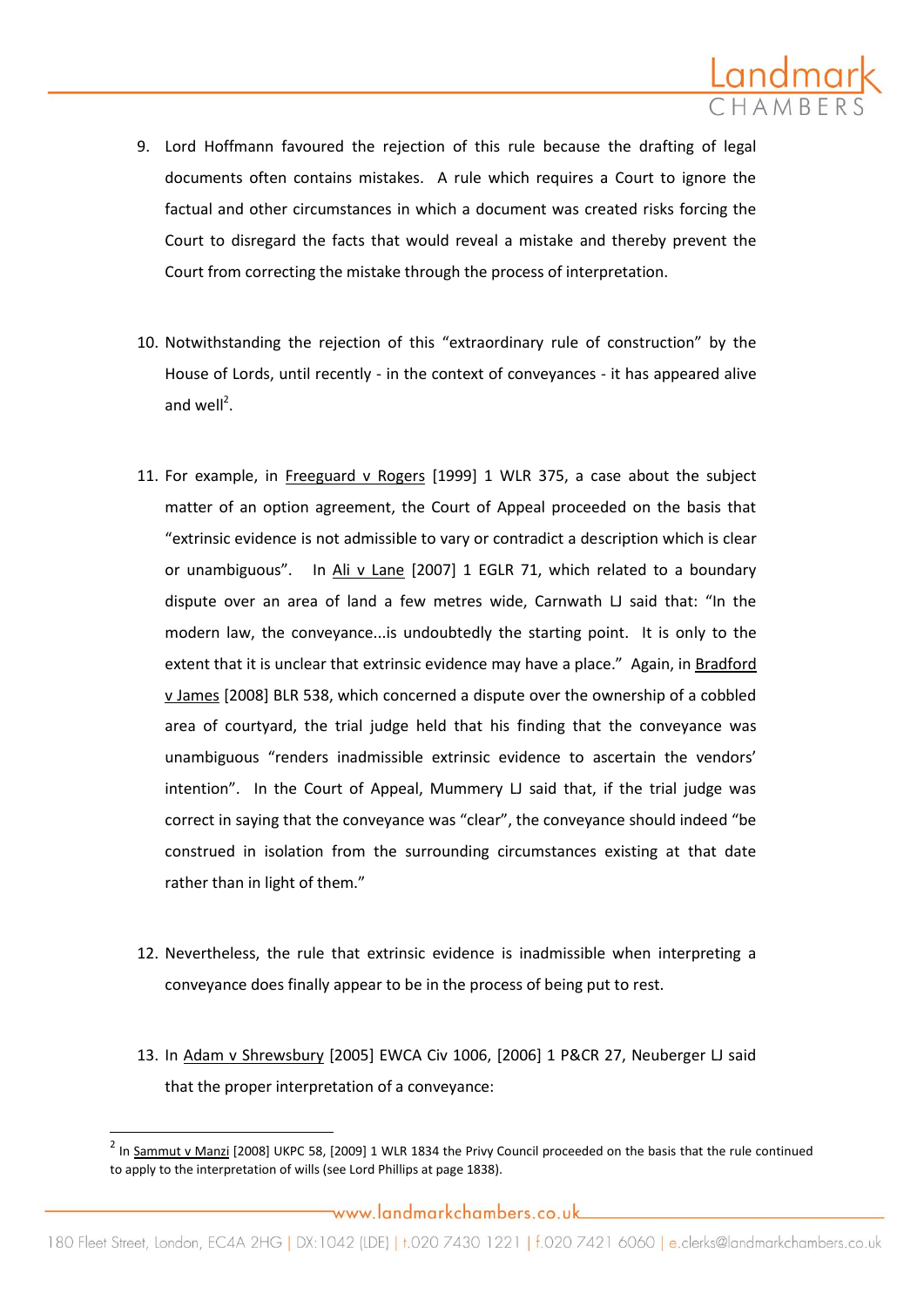9. Lord Hoffmann favoured the rejection of this rule because the drafting of legal documents often contains mistakes. A rule which requires a Court to ignore the factual and other circumstances in which a document was created risks forcing the Court to disregard the facts that would reveal a mistake and thereby prevent the Court from correcting the mistake through the process of interpretation.

10. Notwithstanding the rejection of this "extraordinary rule of construction" by the House of Lords, until recently - in the context of conveyances - it has appeared alive and well[2].

11. For example, in Freeguard v Rogers [1999] 1 WLR 375, a case about the subject matter of an option agreement, the Court of Appeal proceeded on the basis that "extrinsic evidence is not admissible to vary or contradict a description which is clear or unambiguous". In Ali v Lane [2007] 1 EGLR 71, which related to a boundary dispute over an area of land a few metres wide, Carnwath LJ said that: "In the modern law, the conveyance...is undoubtedly the starting point. It is only to the extent that it is unclear that extrinsic evidence may have a place." Again, in Bradford v James [2008] BLR 538, which concerned a dispute over the ownership of a cobbled area of courtyard, the trial judge held that his finding that the conveyance was unambiguous "renders inadmissible extrinsic evidence to ascertain the vendors' intention". In the Court of Appeal, Mummery LJ said that, if the trial judge was correct in saying that the conveyance was "clear", the conveyance should indeed "be construed in isolation from the surrounding circumstances existing at that date rather than in light of them."

12. Nevertheless, the rule that extrinsic evidence is inadmissible when interpreting a conveyance does finally appear to be in the process of being put to rest.

13. In Adam v Shrewsbury [2005] EWCA Civ 1006, [2006] 1 P&CR 27, Neuberger LJ said that the proper interpretation of a conveyance:

---

[2] In Sammut v Manzi [2008] UKPC 58, [2009] 1 WLR 1834 the Privy Council proceeded on the basis that the rule continued to apply to the interpretation of wills (see Lord Phillips at page 1838).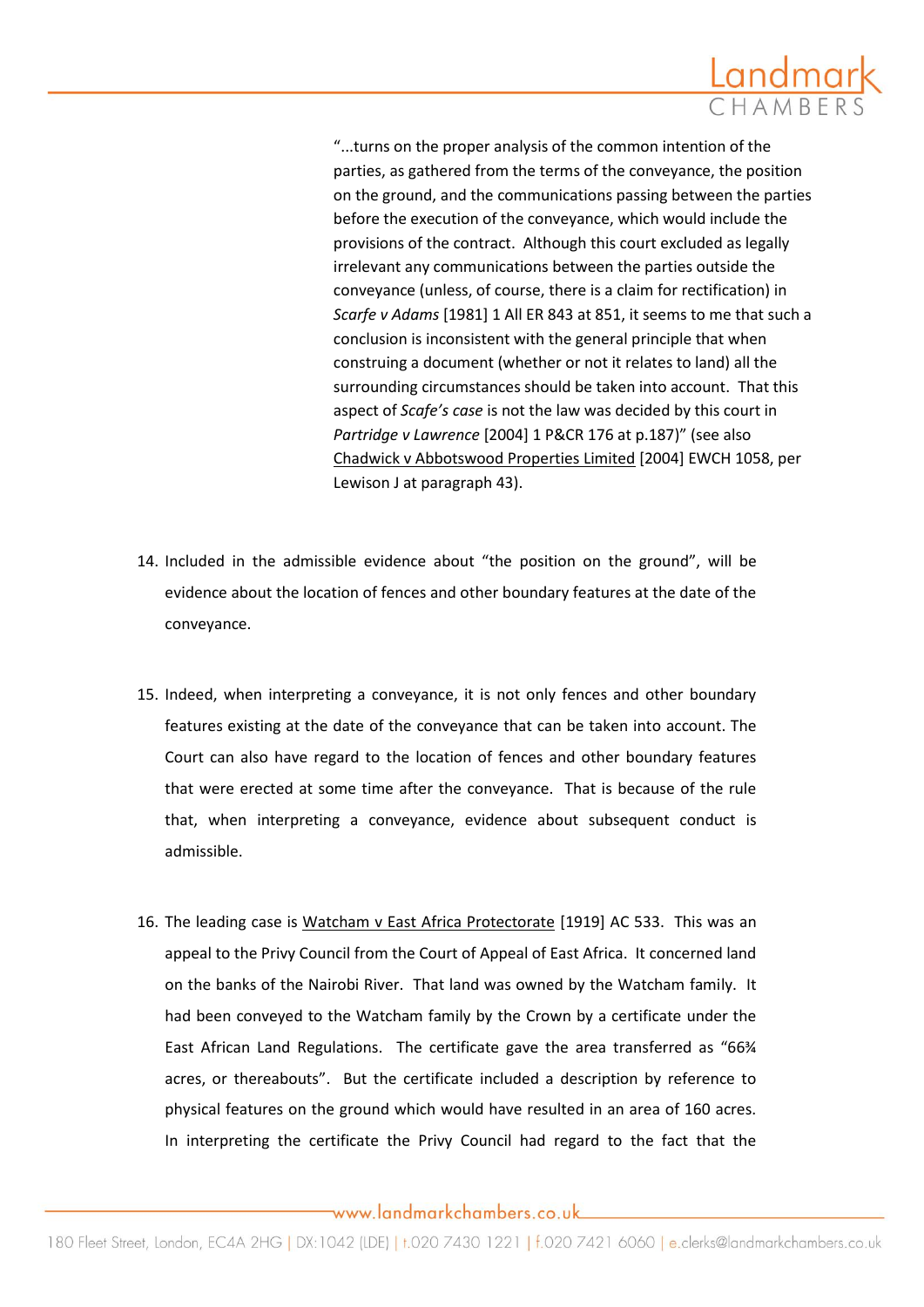> "...turns on the proper analysis of the common intention of the parties, as gathered from the terms of the conveyance, the position on the ground, and the communications passing between the parties before the execution of the conveyance, which would include the provisions of the contract. Although this court excluded as legally irrelevant any communications between the parties outside the conveyance (unless, of course, there is a claim for rectification) in *Scarfe v Adams* [1981] 1 All ER 843 at 851, it seems to me that such a conclusion is inconsistent with the general principle that when construing a document (whether or not it relates to land) all the surrounding circumstances should be taken into account. That this aspect of *Scafe's case* is not the law was decided by this court in *Partridge v Lawrence* [2004] 1 P&CR 176 at p.187)" (see also Chadwick v Abbotswood Properties Limited [2004] EWCH 1058, per Lewison J at paragraph 43).

14. Included in the admissible evidence about "the position on the ground", will be evidence about the location of fences and other boundary features at the date of the conveyance.

15. Indeed, when interpreting a conveyance, it is not only fences and other boundary features existing at the date of the conveyance that can be taken into account. The Court can also have regard to the location of fences and other boundary features that were erected at some time after the conveyance. That is because of the rule that, when interpreting a conveyance, evidence about subsequent conduct is admissible.

16. The leading case is Watcham v East Africa Protectorate [1919] AC 533. This was an appeal to the Privy Council from the Court of Appeal of East Africa. It concerned land on the banks of the Nairobi River. That land was owned by the Watcham family. It had been conveyed to the Watcham family by the Crown by a certificate under the East African Land Regulations. The certificate gave the area transferred as "66¾ acres, or thereabouts". But the certificate included a description by reference to physical features on the ground which would have resulted in an area of 160 acres. In interpreting the certificate the Privy Council had regard to the fact that the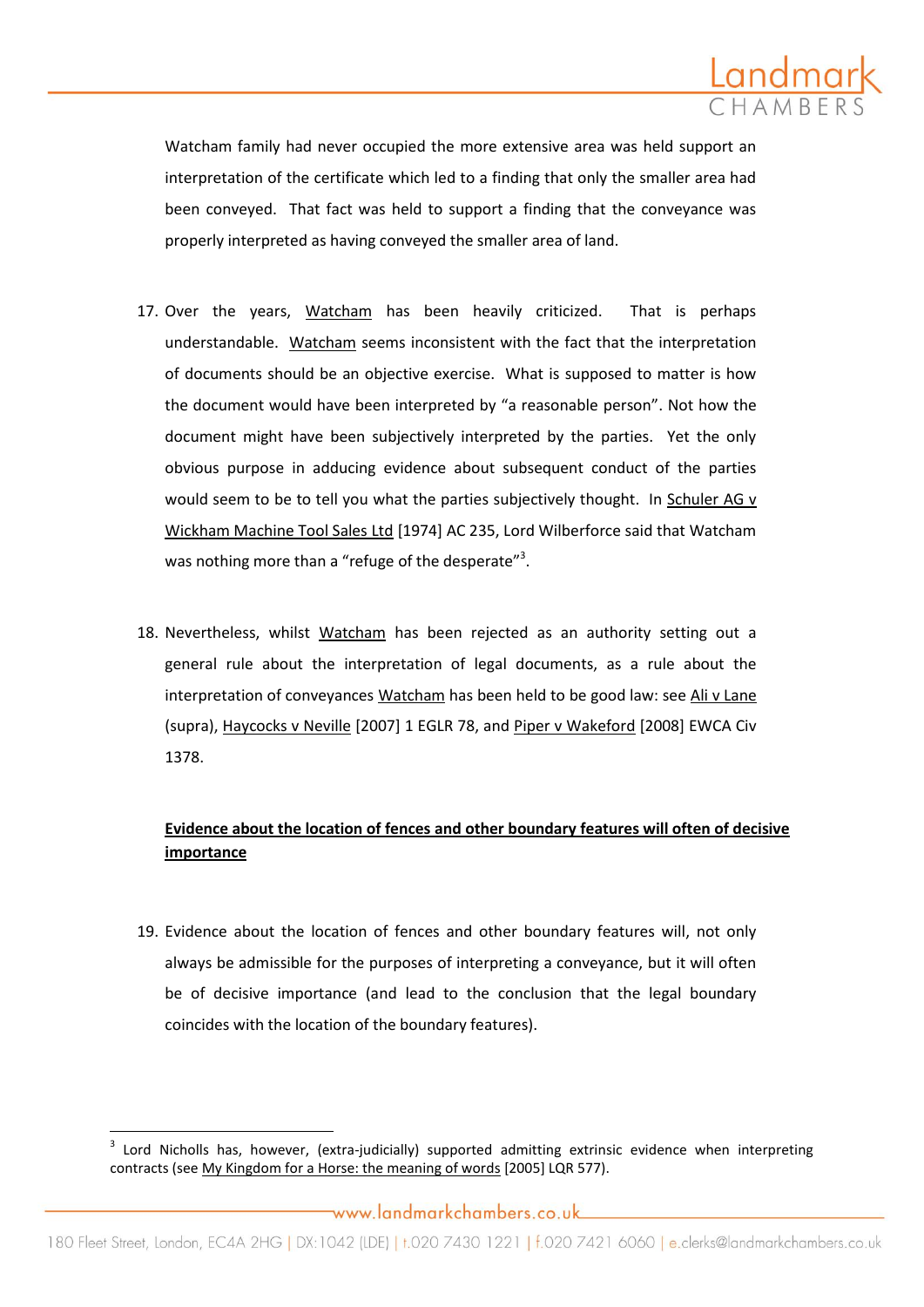Watcham family had never occupied the more extensive area was held support an interpretation of the certificate which led to a finding that only the smaller area had been conveyed. That fact was held to support a finding that the conveyance was properly interpreted as having conveyed the smaller area of land.

17. Over the years, Watcham has been heavily criticized. That is perhaps understandable. Watcham seems inconsistent with the fact that the interpretation of documents should be an objective exercise. What is supposed to matter is how the document would have been interpreted by "a reasonable person". Not how the document might have been subjectively interpreted by the parties. Yet the only obvious purpose in adducing evidence about subsequent conduct of the parties would seem to be to tell you what the parties subjectively thought. In Schuler AG v Wickham Machine Tool Sales Ltd [1974] AC 235, Lord Wilberforce said that Watcham was nothing more than a "refuge of the desperate"[3].

18. Nevertheless, whilst Watcham has been rejected as an authority setting out a general rule about the interpretation of legal documents, as a rule about the interpretation of conveyances Watcham has been held to be good law: see Ali v Lane (supra), Haycocks v Neville [2007] 1 EGLR 78, and Piper v Wakeford [2008] EWCA Civ 1378.

**Evidence about the location of fences and other boundary features will often of decisive importance**

19. Evidence about the location of fences and other boundary features will, not only always be admissible for the purposes of interpreting a conveyance, but it will often be of decisive importance (and lead to the conclusion that the legal boundary coincides with the location of the boundary features).

---

[3] Lord Nicholls has, however, (extra-judicially) supported admitting extrinsic evidence when interpreting contracts (see My Kingdom for a Horse: the meaning of words [2005] LQR 577).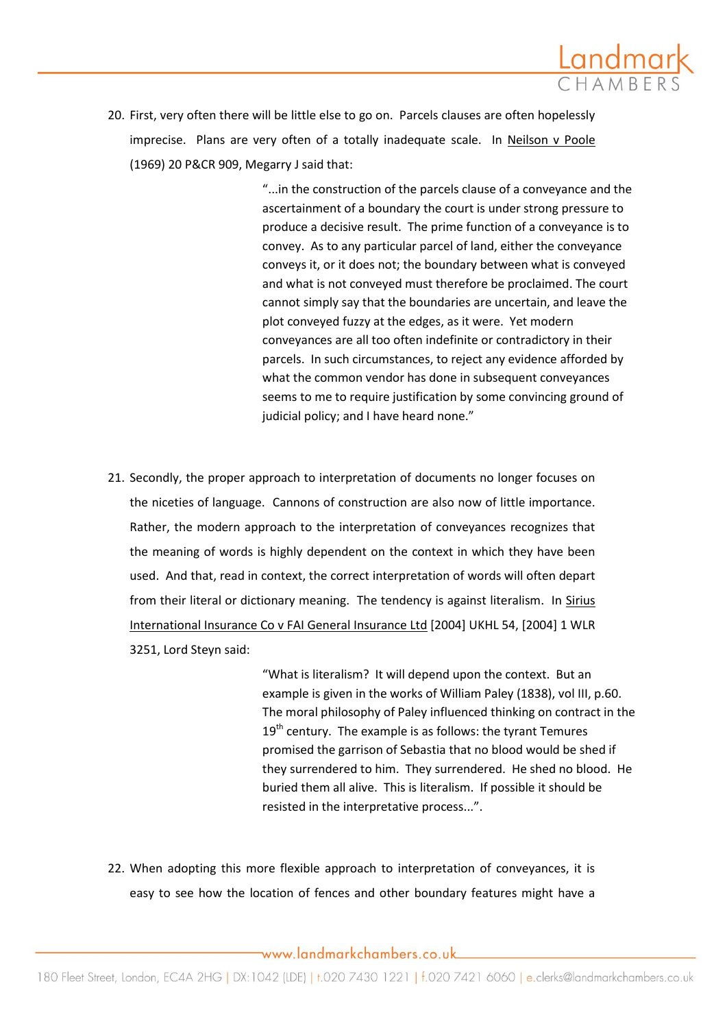20. First, very often there will be little else to go on. Parcels clauses are often hopelessly imprecise. Plans are very often of a totally inadequate scale. In Neilson v Poole (1969) 20 P&CR 909, Megarry J said that:

> "...in the construction of the parcels clause of a conveyance and the ascertainment of a boundary the court is under strong pressure to produce a decisive result. The prime function of a conveyance is to convey. As to any particular parcel of land, either the conveyance conveys it, or it does not; the boundary between what is conveyed and what is not conveyed must therefore be proclaimed. The court cannot simply say that the boundaries are uncertain, and leave the plot conveyed fuzzy at the edges, as it were. Yet modern conveyances are all too often indefinite or contradictory in their parcels. In such circumstances, to reject any evidence afforded by what the common vendor has done in subsequent conveyances seems to me to require justification by some convincing ground of judicial policy; and I have heard none."

21. Secondly, the proper approach to interpretation of documents no longer focuses on the niceties of language. Cannons of construction are also now of little importance. Rather, the modern approach to the interpretation of conveyances recognizes that the meaning of words is highly dependent on the context in which they have been used. And that, read in context, the correct interpretation of words will often depart from their literal or dictionary meaning. The tendency is against literalism. In Sirius International Insurance Co v FAI General Insurance Ltd [2004] UKHL 54, [2004] 1 WLR 3251, Lord Steyn said:

> "What is literalism? It will depend upon the context. But an example is given in the works of William Paley (1838), vol III, p.60. The moral philosophy of Paley influenced thinking on contract in the 19th century. The example is as follows: the tyrant Temures promised the garrison of Sebastia that no blood would be shed if they surrendered to him. They surrendered. He shed no blood. He buried them all alive. This is literalism. If possible it should be resisted in the interpretative process...".

22. When adopting this more flexible approach to interpretation of conveyances, it is easy to see how the location of fences and other boundary features might have a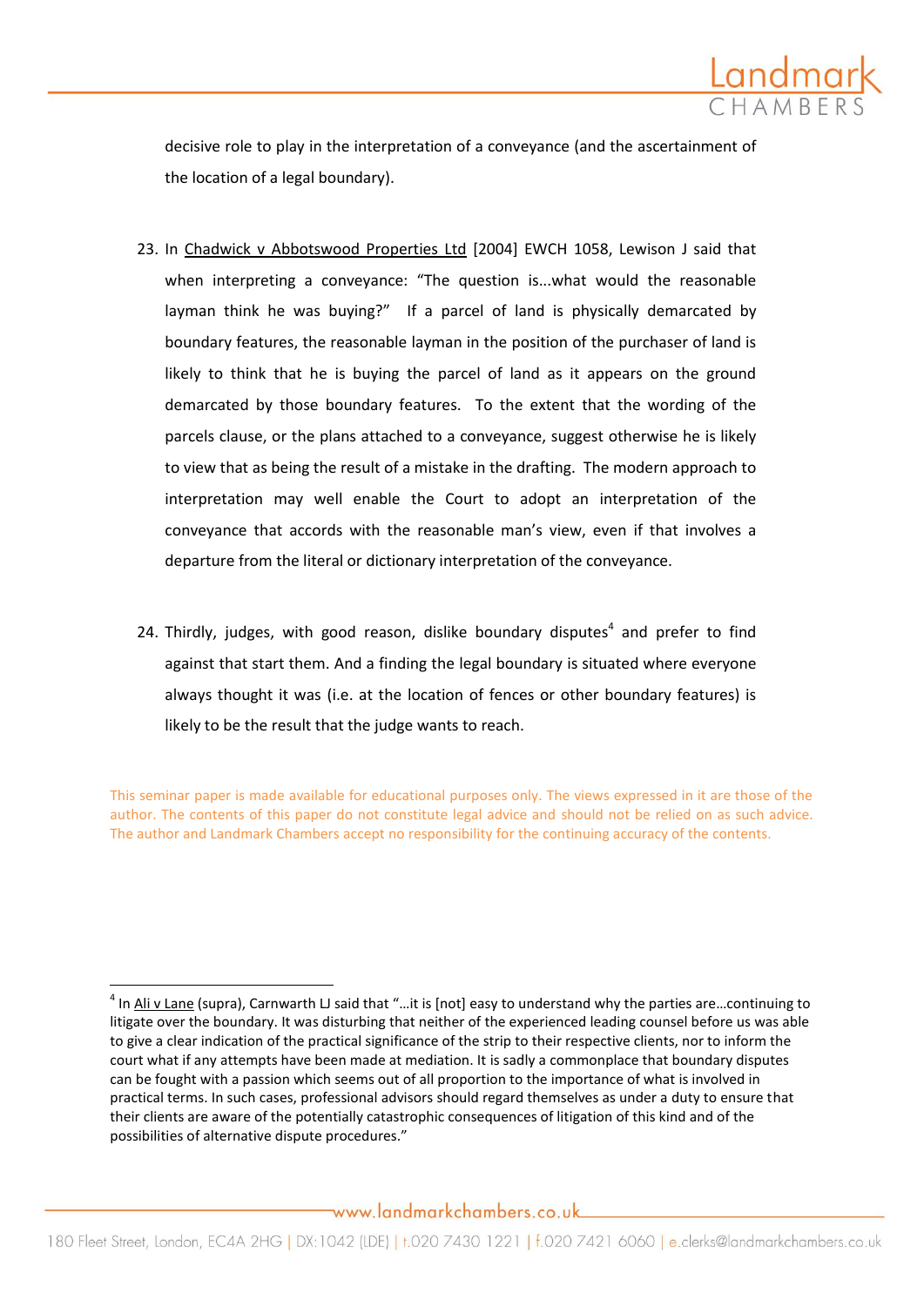decisive role to play in the interpretation of a conveyance (and the ascertainment of the location of a legal boundary).

23. In Chadwick v Abbotswood Properties Ltd [2004] EWCH 1058, Lewison J said that when interpreting a conveyance: "The question is...what would the reasonable layman think he was buying?" If a parcel of land is physically demarcated by boundary features, the reasonable layman in the position of the purchaser of land is likely to think that he is buying the parcel of land as it appears on the ground demarcated by those boundary features. To the extent that the wording of the parcels clause, or the plans attached to a conveyance, suggest otherwise he is likely to view that as being the result of a mistake in the drafting. The modern approach to interpretation may well enable the Court to adopt an interpretation of the conveyance that accords with the reasonable man's view, even if that involves a departure from the literal or dictionary interpretation of the conveyance.

24. Thirdly, judges, with good reason, dislike boundary disputes[4] and prefer to find against that start them. And a finding the legal boundary is situated where everyone always thought it was (i.e. at the location of fences or other boundary features) is likely to be the result that the judge wants to reach.

This seminar paper is made available for educational purposes only. The views expressed in it are those of the author. The contents of this paper do not constitute legal advice and should not be relied on as such advice. The author and Landmark Chambers accept no responsibility for the continuing accuracy of the contents.

---

[4] In Ali v Lane (supra), Carnwarth LJ said that "…it is [not] easy to understand why the parties are…continuing to litigate over the boundary. It was disturbing that neither of the experienced leading counsel before us was able to give a clear indication of the practical significance of the strip to their respective clients, nor to inform the court what if any attempts have been made at mediation. It is sadly a commonplace that boundary disputes can be fought with a passion which seems out of all proportion to the importance of what is involved in practical terms. In such cases, professional advisors should regard themselves as under a duty to ensure that their clients are aware of the potentially catastrophic consequences of litigation of this kind and of the possibilities of alternative dispute procedures."